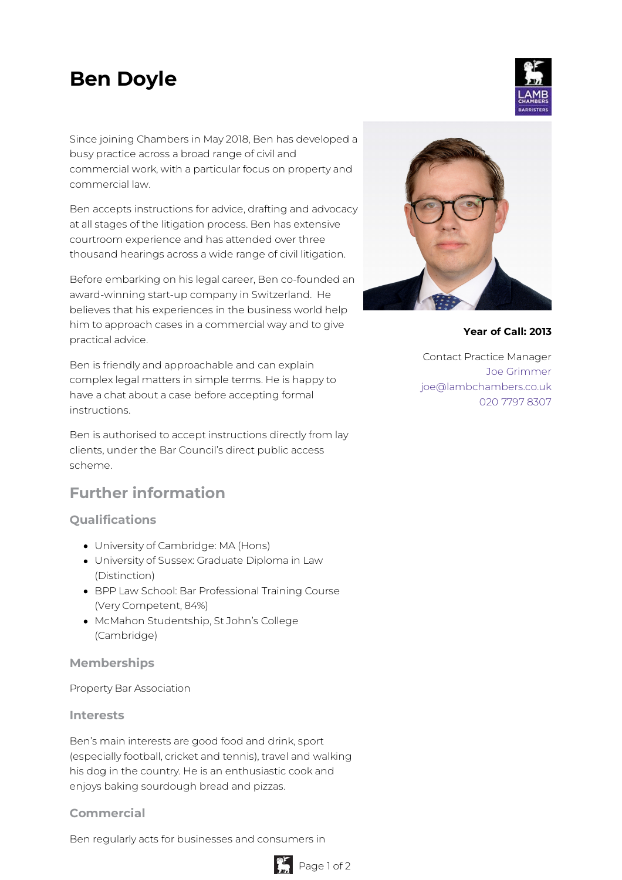# Ben Doyle

Since joining Chambers in May 2018, Ben has developed a busy practice across a broad range of civil and commercial work, with a particular focus on property and commercial law.

Ben accepts instructions for advice, drafting and advocacy at all stages of the litigation process. Ben has extensive courtroom experience and has attended over three thousand hearings across a wide range of civil litigation.

Before embarking on his legal career, Ben co-founded an award-winning start-up company in Switzerland. He believes that his experiences in the business world help him to approach cases in a commercial way and to give practical advice.

Ben is friendly and approachable and can explain complex legal matters in simple terms. He is happy to have a chat about a case before accepting formal instructions.

Ben is authorised to accept instructions directly from lay clients, under the Bar Council's direct public access scheme.

**Year of Call: 2013**

Contact Practice Manager
Joe Grimmer
joe@lambchambers.co.uk
020 7797 8307

## Further information

### Qualifications

- University of Cambridge: MA (Hons)
- University of Sussex: Graduate Diploma in Law (Distinction)
- BPP Law School: Bar Professional Training Course (Very Competent, 84%)
- McMahon Studentship, St John's College (Cambridge)

### Memberships

Property Bar Association

### Interests

Ben's main interests are good food and drink, sport (especially football, cricket and tennis), travel and walking his dog in the country. He is an enthusiastic cook and enjoys baking sourdough bread and pizzas.

### Commercial

Ben regularly acts for businesses and consumers in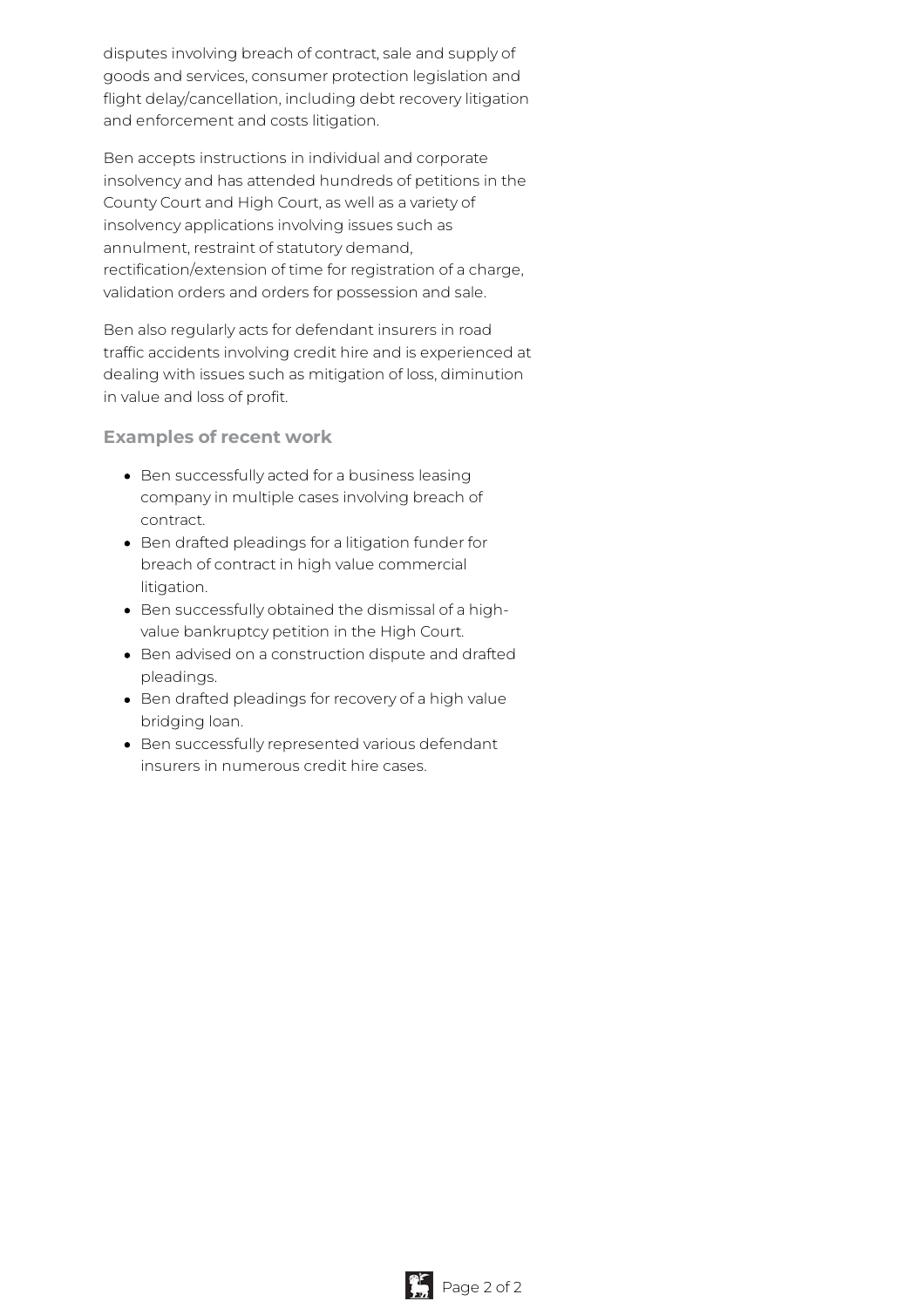disputes involving breach of contract, sale and supply of goods and services, consumer protection legislation and flight delay/cancellation, including debt recovery litigation and enforcement and costs litigation.

Ben accepts instructions in individual and corporate insolvency and has attended hundreds of petitions in the County Court and High Court, as well as a variety of insolvency applications involving issues such as annulment, restraint of statutory demand, rectification/extension of time for registration of a charge, validation orders and orders for possession and sale.

Ben also regularly acts for defendant insurers in road traffic accidents involving credit hire and is experienced at dealing with issues such as mitigation of loss, diminution in value and loss of profit.

### Examples of recent work

- Ben successfully acted for a business leasing company in multiple cases involving breach of contract.
- Ben drafted pleadings for a litigation funder for breach of contract in high value commercial litigation.
- Ben successfully obtained the dismissal of a high-value bankruptcy petition in the High Court.
- Ben advised on a construction dispute and drafted pleadings.
- Ben drafted pleadings for recovery of a high value bridging loan.
- Ben successfully represented various defendant insurers in numerous credit hire cases.